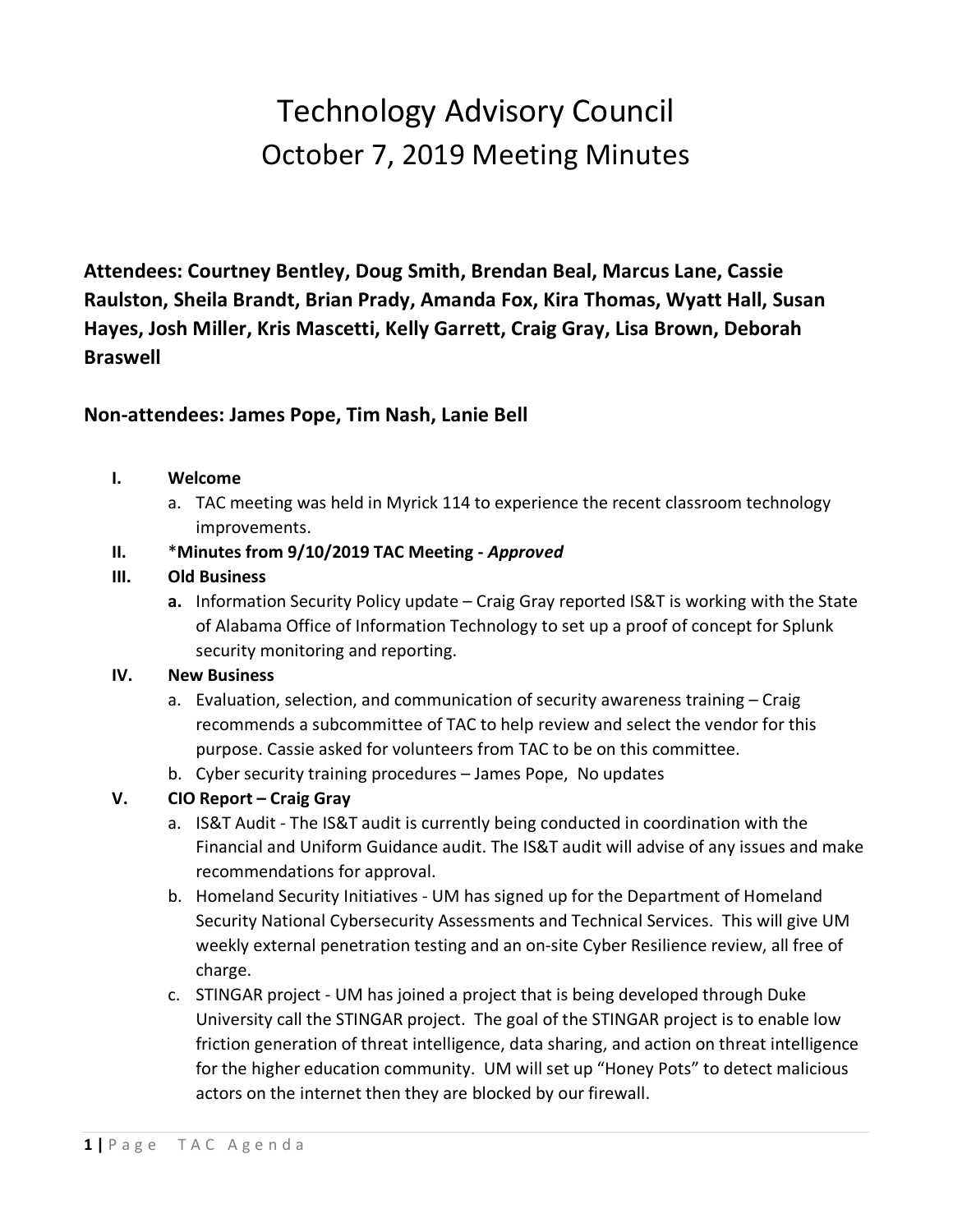# Technology Advisory Council
## October 7, 2019 Meeting Minutes

**Attendees: Courtney Bentley, Doug Smith, Brendan Beal, Marcus Lane, Cassie Raulston, Sheila Brandt, Brian Prady, Amanda Fox, Kira Thomas, Wyatt Hall, Susan Hayes, Josh Miller, Kris Mascetti, Kelly Garrett, Craig Gray, Lisa Brown, Deborah Braswell**

**Non-attendees: James Pope, Tim Nash, Lanie Bell**

I. **Welcome**
   a. TAC meeting was held in Myrick 114 to experience the recent classroom technology improvements.

II. ***Minutes from 9/10/2019 TAC Meeting -** ***Approved***

III. **Old Business**
   **a.** Information Security Policy update – Craig Gray reported IS&T is working with the State of Alabama Office of Information Technology to set up a proof of concept for Splunk security monitoring and reporting.

IV. **New Business**
   a. Evaluation, selection, and communication of security awareness training – Craig recommends a subcommittee of TAC to help review and select the vendor for this purpose. Cassie asked for volunteers from TAC to be on this committee.
   b. Cyber security training procedures – James Pope, No updates

V. **CIO Report – Craig Gray**
   a. IS&T Audit - The IS&T audit is currently being conducted in coordination with the Financial and Uniform Guidance audit. The IS&T audit will advise of any issues and make recommendations for approval.
   b. Homeland Security Initiatives - UM has signed up for the Department of Homeland Security National Cybersecurity Assessments and Technical Services. This will give UM weekly external penetration testing and an on-site Cyber Resilience review, all free of charge.
   c. STINGAR project - UM has joined a project that is being developed through Duke University call the STINGAR project. The goal of the STINGAR project is to enable low friction generation of threat intelligence, data sharing, and action on threat intelligence for the higher education community. UM will set up "Honey Pots" to detect malicious actors on the internet then they are blocked by our firewall.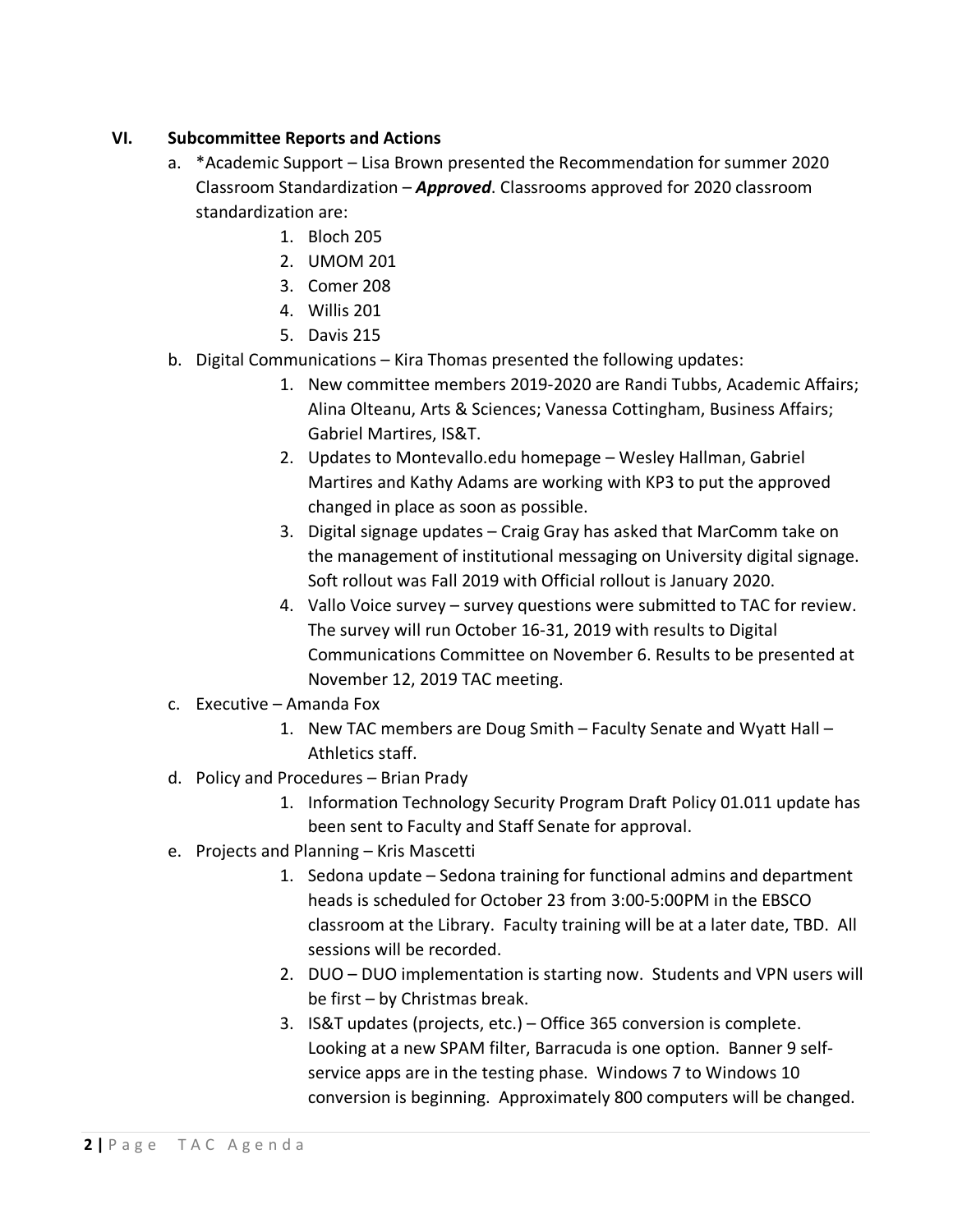## VI. Subcommittee Reports and Actions

a. *Academic Support – Lisa Brown presented the Recommendation for summer 2020 Classroom Standardization – ***Approved***. Classrooms approved for 2020 classroom standardization are:
   1. Bloch 205
   2. UMOM 201
   3. Comer 208
   4. Willis 201
   5. Davis 215

b. Digital Communications – Kira Thomas presented the following updates:
   1. New committee members 2019-2020 are Randi Tubbs, Academic Affairs; Alina Olteanu, Arts & Sciences; Vanessa Cottingham, Business Affairs; Gabriel Martires, IS&T.
   2. Updates to Montevallo.edu homepage – Wesley Hallman, Gabriel Martires and Kathy Adams are working with KP3 to put the approved changed in place as soon as possible.
   3. Digital signage updates – Craig Gray has asked that MarComm take on the management of institutional messaging on University digital signage. Soft rollout was Fall 2019 with Official rollout is January 2020.
   4. Vallo Voice survey – survey questions were submitted to TAC for review. The survey will run October 16-31, 2019 with results to Digital Communications Committee on November 6. Results to be presented at November 12, 2019 TAC meeting.

c. Executive – Amanda Fox
   1. New TAC members are Doug Smith – Faculty Senate and Wyatt Hall – Athletics staff.

d. Policy and Procedures – Brian Prady
   1. Information Technology Security Program Draft Policy 01.011 update has been sent to Faculty and Staff Senate for approval.

e. Projects and Planning – Kris Mascetti
   1. Sedona update – Sedona training for functional admins and department heads is scheduled for October 23 from 3:00-5:00PM in the EBSCO classroom at the Library. Faculty training will be at a later date, TBD. All sessions will be recorded.
   2. DUO – DUO implementation is starting now. Students and VPN users will be first – by Christmas break.
   3. IS&T updates (projects, etc.) – Office 365 conversion is complete. Looking at a new SPAM filter, Barracuda is one option. Banner 9 self-service apps are in the testing phase. Windows 7 to Windows 10 conversion is beginning. Approximately 800 computers will be changed.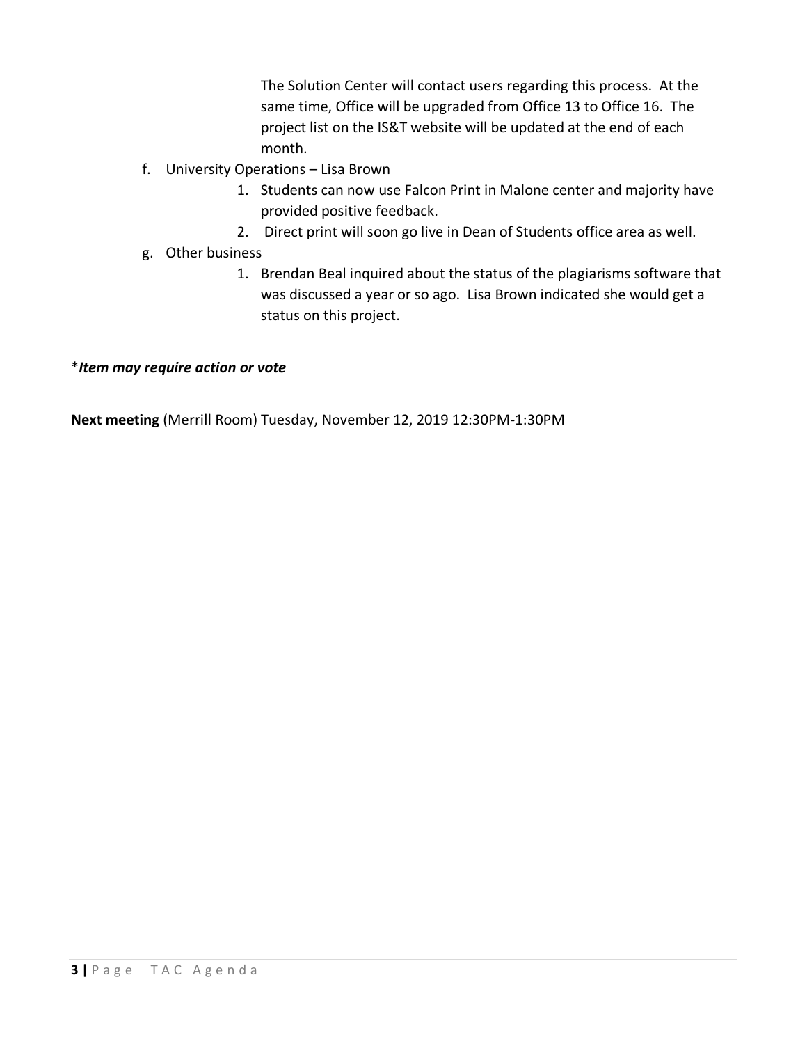The Solution Center will contact users regarding this process. At the same time, Office will be upgraded from Office 13 to Office 16. The project list on the IS&T website will be updated at the end of each month.

f. University Operations – Lisa Brown
    1. Students can now use Falcon Print in Malone center and majority have provided positive feedback.
    2. Direct print will soon go live in Dean of Students office area as well.

g. Other business
    1. Brendan Beal inquired about the status of the plagiarisms software that was discussed a year or so ago. Lisa Brown indicated she would get a status on this project.

**Item may require action or vote*

**Next meeting** (Merrill Room) Tuesday, November 12, 2019 12:30PM-1:30PM